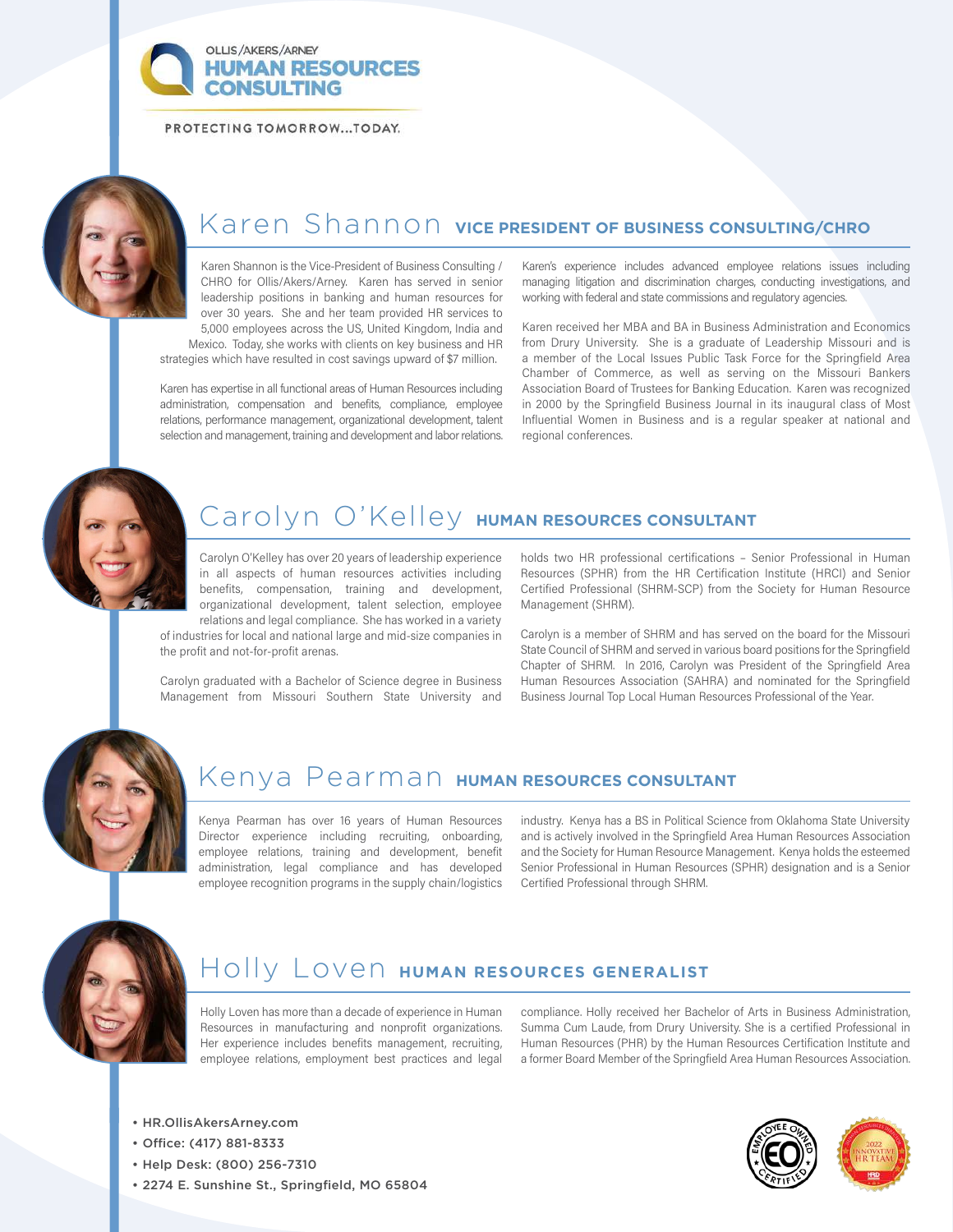OLLIS/AKERS/ARNEY
**HUMAN RESOURCES CONSULTING**

PROTECTING TOMORROW...TODAY.

## Karen Shannon **VICE PRESIDENT OF BUSINESS CONSULTING/CHRO**

Karen Shannon is the Vice-President of Business Consulting / CHRO for Ollis/Akers/Arney. Karen has served in senior leadership positions in banking and human resources for over 30 years. She and her team provided HR services to 5,000 employees across the US, United Kingdom, India and Mexico. Today, she works with clients on key business and HR strategies which have resulted in cost savings upward of $7 million.

Karen has expertise in all functional areas of Human Resources including administration, compensation and benefits, compliance, employee relations, performance management, organizational development, talent selection and management, training and development and labor relations.

Karen's experience includes advanced employee relations issues including managing litigation and discrimination charges, conducting investigations, and working with federal and state commissions and regulatory agencies.

Karen received her MBA and BA in Business Administration and Economics from Drury University. She is a graduate of Leadership Missouri and is a member of the Local Issues Public Task Force for the Springfield Area Chamber of Commerce, as well as serving on the Missouri Bankers Association Board of Trustees for Banking Education. Karen was recognized in 2000 by the Springfield Business Journal in its inaugural class of Most Influential Women in Business and is a regular speaker at national and regional conferences.

## Carolyn O'Kelley **HUMAN RESOURCES CONSULTANT**

Carolyn O'Kelley has over 20 years of leadership experience in all aspects of human resources activities including benefits, compensation, training and development, organizational development, talent selection, employee relations and legal compliance. She has worked in a variety of industries for local and national large and mid-size companies in the profit and not-for-profit arenas.

Carolyn graduated with a Bachelor of Science degree in Business Management from Missouri Southern State University and holds two HR professional certifications – Senior Professional in Human Resources (SPHR) from the HR Certification Institute (HRCI) and Senior Certified Professional (SHRM-SCP) from the Society for Human Resource Management (SHRM).

Carolyn is a member of SHRM and has served on the board for the Missouri State Council of SHRM and served in various board positions for the Springfield Chapter of SHRM. In 2016, Carolyn was President of the Springfield Area Human Resources Association (SAHRA) and nominated for the Springfield Business Journal Top Local Human Resources Professional of the Year.

## Kenya Pearman **HUMAN RESOURCES CONSULTANT**

Kenya Pearman has over 16 years of Human Resources Director experience including recruiting, onboarding, employee relations, training and development, benefit administration, legal compliance and has developed employee recognition programs in the supply chain/logistics industry. Kenya has a BS in Political Science from Oklahoma State University and is actively involved in the Springfield Area Human Resources Association and the Society for Human Resource Management. Kenya holds the esteemed Senior Professional in Human Resources (SPHR) designation and is a Senior Certified Professional through SHRM.

## Holly Loven **HUMAN RESOURCES GENERALIST**

Holly Loven has more than a decade of experience in Human Resources in manufacturing and nonprofit organizations. Her experience includes benefits management, recruiting, employee relations, employment best practices and legal compliance. Holly received her Bachelor of Arts in Business Administration, Summa Cum Laude, from Drury University. She is a certified Professional in Human Resources (PHR) by the Human Resources Certification Institute and a former Board Member of the Springfield Area Human Resources Association.

- HR.OllisAkersArney.com
- Office: (417) 881-8333
- Help Desk: (800) 256-7310
- 2274 E. Sunshine St., Springfield, MO 65804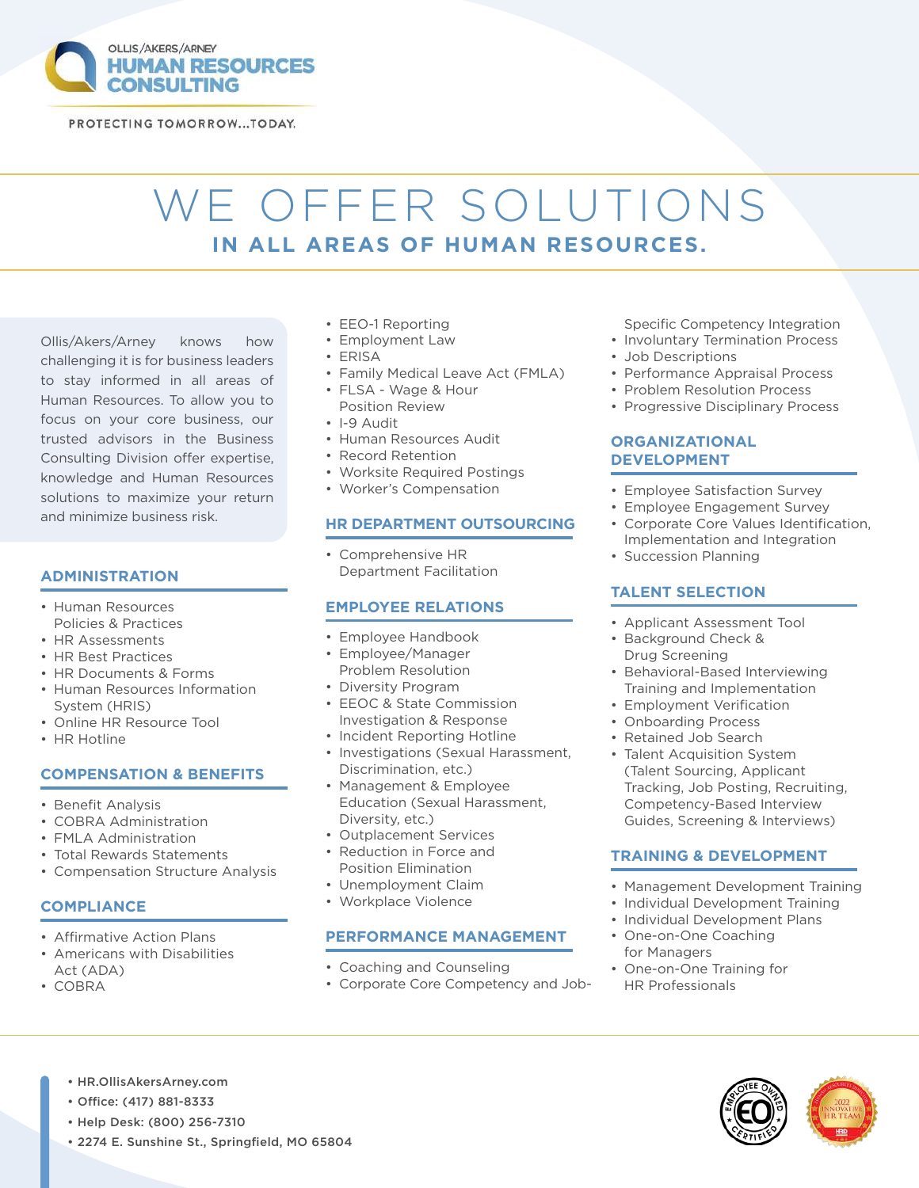OLLIS/AKERS/ARNEY
**HUMAN RESOURCES CONSULTING**

PROTECTING TOMORROW...TODAY.

# WE OFFER SOLUTIONS
## IN ALL AREAS OF HUMAN RESOURCES.

Ollis/Akers/Arney knows how challenging it is for business leaders to stay informed in all areas of Human Resources. To allow you to focus on your core business, our trusted advisors in the Business Consulting Division offer expertise, knowledge and Human Resources solutions to maximize your return and minimize business risk.

### ADMINISTRATION

- Human Resources Policies & Practices
- HR Assessments
- HR Best Practices
- HR Documents & Forms
- Human Resources Information System (HRIS)
- Online HR Resource Tool
- HR Hotline

### COMPENSATION & BENEFITS

- Benefit Analysis
- COBRA Administration
- FMLA Administration
- Total Rewards Statements
- Compensation Structure Analysis

### COMPLIANCE

- Affirmative Action Plans
- Americans with Disabilities Act (ADA)
- COBRA
- EEO-1 Reporting
- Employment Law
- ERISA
- Family Medical Leave Act (FMLA)
- FLSA - Wage & Hour Position Review
- I-9 Audit
- Human Resources Audit
- Record Retention
- Worksite Required Postings
- Worker's Compensation

### HR DEPARTMENT OUTSOURCING

- Comprehensive HR Department Facilitation

### EMPLOYEE RELATIONS

- Employee Handbook
- Employee/Manager Problem Resolution
- Diversity Program
- EEOC & State Commission Investigation & Response
- Incident Reporting Hotline
- Investigations (Sexual Harassment, Discrimination, etc.)
- Management & Employee Education (Sexual Harassment, Diversity, etc.)
- Outplacement Services
- Reduction in Force and Position Elimination
- Unemployment Claim
- Workplace Violence

### PERFORMANCE MANAGEMENT

- Coaching and Counseling
- Corporate Core Competency and Job-Specific Competency Integration
- Involuntary Termination Process
- Job Descriptions
- Performance Appraisal Process
- Problem Resolution Process
- Progressive Disciplinary Process

### ORGANIZATIONAL DEVELOPMENT

- Employee Satisfaction Survey
- Employee Engagement Survey
- Corporate Core Values Identification, Implementation and Integration
- Succession Planning

### TALENT SELECTION

- Applicant Assessment Tool
- Background Check & Drug Screening
- Behavioral-Based Interviewing Training and Implementation
- Employment Verification
- Onboarding Process
- Retained Job Search
- Talent Acquisition System (Talent Sourcing, Applicant Tracking, Job Posting, Recruiting, Competency-Based Interview Guides, Screening & Interviews)

### TRAINING & DEVELOPMENT

- Management Development Training
- Individual Development Training
- Individual Development Plans
- One-on-One Coaching for Managers
- One-on-One Training for HR Professionals

- HR.OllisAkersArney.com
- Office: (417) 881-8333
- Help Desk: (800) 256-7310
- 2274 E. Sunshine St., Springfield, MO 65804